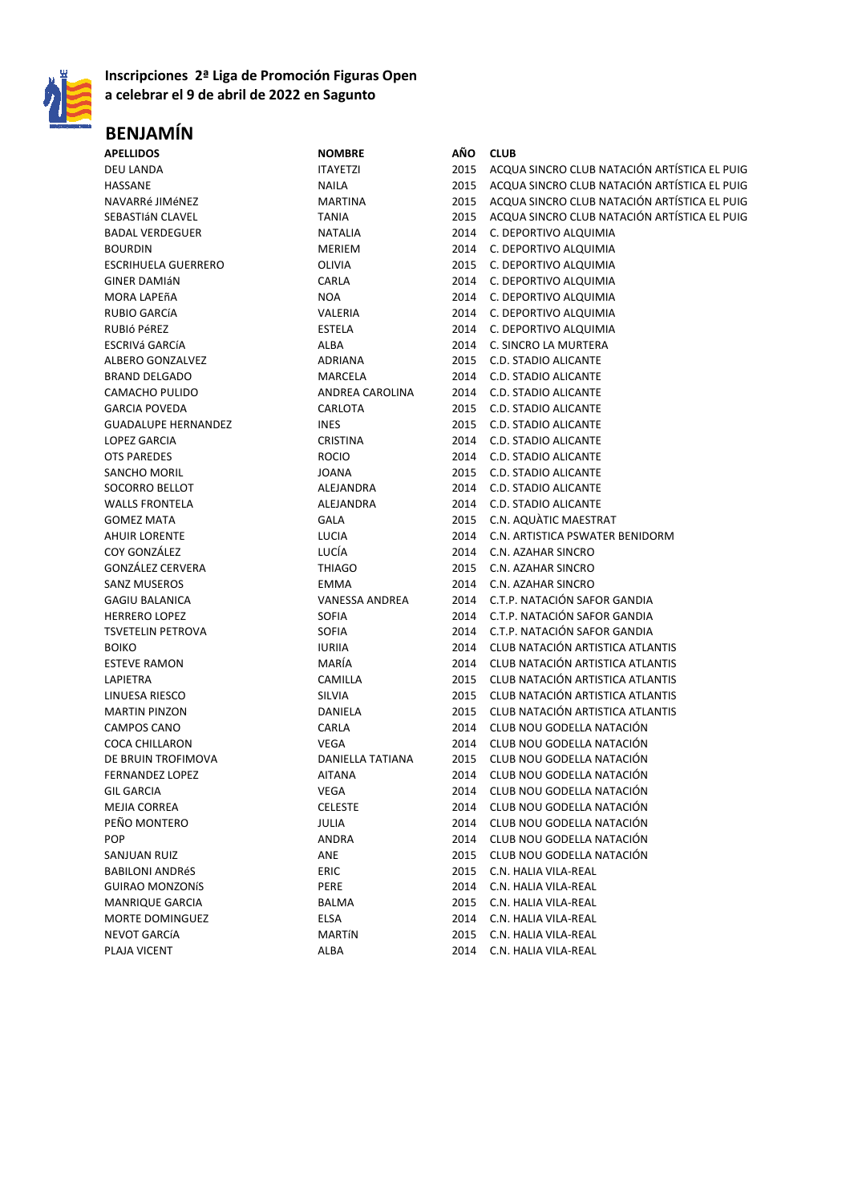**Inscripciones 2ª Liga de Promoción Figuras Open**
**a celebrar el 9 de abril de 2022 en Sagunto**

## BENJAMÍN

| APELLIDOS | NOMBRE | AÑO | CLUB |
| --- | --- | --- | --- |
| DEU LANDA | ITAYETZI | 2015 | ACQUA SINCRO CLUB NATACIÓN ARTÍSTICA EL PUIG |
| HASSANE | NAILA | 2015 | ACQUA SINCRO CLUB NATACIÓN ARTÍSTICA EL PUIG |
| NAVARRé JIMéNEZ | MARTINA | 2015 | ACQUA SINCRO CLUB NATACIÓN ARTÍSTICA EL PUIG |
| SEBASTIáN CLAVEL | TANIA | 2015 | ACQUA SINCRO CLUB NATACIÓN ARTÍSTICA EL PUIG |
| BADAL VERDEGUER | NATALIA | 2014 | C. DEPORTIVO ALQUIMIA |
| BOURDIN | MERIEM | 2014 | C. DEPORTIVO ALQUIMIA |
| ESCRIHUELA GUERRERO | OLIVIA | 2015 | C. DEPORTIVO ALQUIMIA |
| GINER DAMIáN | CARLA | 2014 | C. DEPORTIVO ALQUIMIA |
| MORA LAPEñA | NOA | 2014 | C. DEPORTIVO ALQUIMIA |
| RUBIO GARCíA | VALERIA | 2014 | C. DEPORTIVO ALQUIMIA |
| RUBIó PéREZ | ESTELA | 2014 | C. DEPORTIVO ALQUIMIA |
| ESCRIVá GARCíA | ALBA | 2014 | C. SINCRO LA MURTERA |
| ALBERO GONZALVEZ | ADRIANA | 2015 | C.D. STADIO ALICANTE |
| BRAND DELGADO | MARCELA | 2014 | C.D. STADIO ALICANTE |
| CAMACHO PULIDO | ANDREA CAROLINA | 2014 | C.D. STADIO ALICANTE |
| GARCIA POVEDA | CARLOTA | 2015 | C.D. STADIO ALICANTE |
| GUADALUPE HERNANDEZ | INES | 2015 | C.D. STADIO ALICANTE |
| LOPEZ GARCIA | CRISTINA | 2014 | C.D. STADIO ALICANTE |
| OTS PAREDES | ROCIO | 2014 | C.D. STADIO ALICANTE |
| SANCHO MORIL | JOANA | 2015 | C.D. STADIO ALICANTE |
| SOCORRO BELLOT | ALEJANDRA | 2014 | C.D. STADIO ALICANTE |
| WALLS FRONTELA | ALEJANDRA | 2014 | C.D. STADIO ALICANTE |
| GOMEZ MATA | GALA | 2015 | C.N. AQUÀTIC MAESTRAT |
| AHUIR LORENTE | LUCIA | 2014 | C.N. ARTISTICA PSWATER BENIDORM |
| COY GONZÁLEZ | LUCÍA | 2014 | C.N. AZAHAR SINCRO |
| GONZÁLEZ CERVERA | THIAGO | 2015 | C.N. AZAHAR SINCRO |
| SANZ MUSEROS | EMMA | 2014 | C.N. AZAHAR SINCRO |
| GAGIU BALANICA | VANESSA ANDREA | 2014 | C.T.P. NATACIÓN SAFOR GANDIA |
| HERRERO LOPEZ | SOFIA | 2014 | C.T.P. NATACIÓN SAFOR GANDIA |
| TSVETELIN PETROVA | SOFIA | 2014 | C.T.P. NATACIÓN SAFOR GANDIA |
| BOIKO | IURIIA | 2014 | CLUB NATACIÓN ARTISTICA ATLANTIS |
| ESTEVE RAMON | MARÍA | 2014 | CLUB NATACIÓN ARTISTICA ATLANTIS |
| LAPIETRA | CAMILLA | 2015 | CLUB NATACIÓN ARTISTICA ATLANTIS |
| LINUESA RIESCO | SILVIA | 2015 | CLUB NATACIÓN ARTISTICA ATLANTIS |
| MARTIN PINZON | DANIELA | 2015 | CLUB NATACIÓN ARTISTICA ATLANTIS |
| CAMPOS CANO | CARLA | 2014 | CLUB NOU GODELLA NATACIÓN |
| COCA CHILLARON | VEGA | 2014 | CLUB NOU GODELLA NATACIÓN |
| DE BRUIN TROFIMOVA | DANIELLA TATIANA | 2015 | CLUB NOU GODELLA NATACIÓN |
| FERNANDEZ LOPEZ | AITANA | 2014 | CLUB NOU GODELLA NATACIÓN |
| GIL GARCIA | VEGA | 2014 | CLUB NOU GODELLA NATACIÓN |
| MEJIA CORREA | CELESTE | 2014 | CLUB NOU GODELLA NATACIÓN |
| PEÑO MONTERO | JULIA | 2014 | CLUB NOU GODELLA NATACIÓN |
| POP | ANDRA | 2014 | CLUB NOU GODELLA NATACIÓN |
| SANJUAN RUIZ | ANE | 2015 | CLUB NOU GODELLA NATACIÓN |
| BABILONI ANDRéS | ERIC | 2015 | C.N. HALIA VILA-REAL |
| GUIRAO MONZONíS | PERE | 2014 | C.N. HALIA VILA-REAL |
| MANRIQUE GARCIA | BALMA | 2015 | C.N. HALIA VILA-REAL |
| MORTE DOMINGUEZ | ELSA | 2014 | C.N. HALIA VILA-REAL |
| NEVOT GARCíA | MARTíN | 2015 | C.N. HALIA VILA-REAL |
| PLAJA VICENT | ALBA | 2014 | C.N. HALIA VILA-REAL |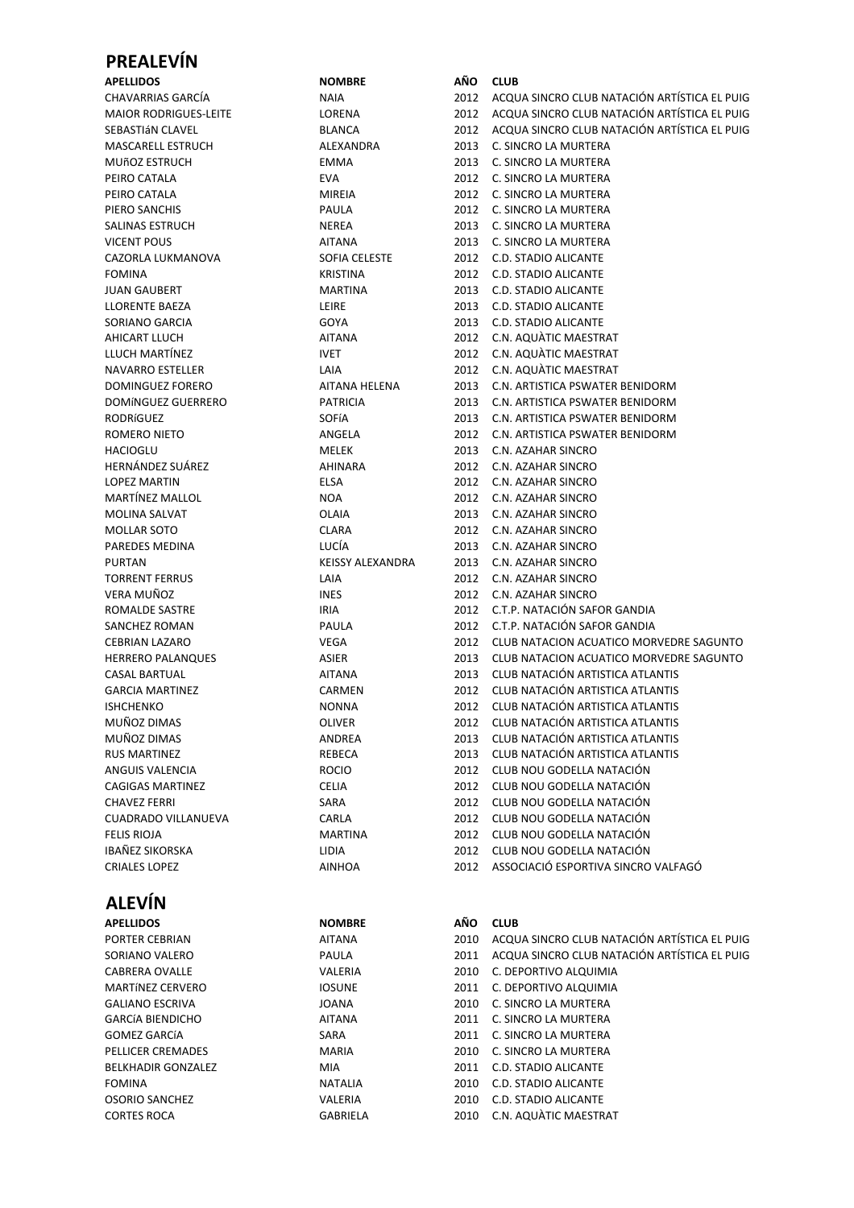## PREALEVÍN

| APELLIDOS | NOMBRE | AÑO | CLUB |
|---|---|---|---|
| CHAVARRIAS GARCÍA | NAIA | 2012 | ACQUA SINCRO CLUB NATACIÓN ARTÍSTICA EL PUIG |
| MAIOR RODRIGUES-LEITE | LORENA | 2012 | ACQUA SINCRO CLUB NATACIÓN ARTÍSTICA EL PUIG |
| SEBASTIáN CLAVEL | BLANCA | 2012 | ACQUA SINCRO CLUB NATACIÓN ARTÍSTICA EL PUIG |
| MASCARELL ESTRUCH | ALEXANDRA | 2013 | C. SINCRO LA MURTERA |
| MUñOZ ESTRUCH | EMMA | 2013 | C. SINCRO LA MURTERA |
| PEIRO CATALA | EVA | 2012 | C. SINCRO LA MURTERA |
| PEIRO CATALA | MIREIA | 2012 | C. SINCRO LA MURTERA |
| PIERO SANCHIS | PAULA | 2012 | C. SINCRO LA MURTERA |
| SALINAS ESTRUCH | NEREA | 2013 | C. SINCRO LA MURTERA |
| VICENT POUS | AITANA | 2013 | C. SINCRO LA MURTERA |
| CAZORLA LUKMANOVA | SOFIA CELESTE | 2012 | C.D. STADIO ALICANTE |
| FOMINA | KRISTINA | 2012 | C.D. STADIO ALICANTE |
| JUAN GAUBERT | MARTINA | 2013 | C.D. STADIO ALICANTE |
| LLORENTE BAEZA | LEIRE | 2013 | C.D. STADIO ALICANTE |
| SORIANO GARCIA | GOYA | 2013 | C.D. STADIO ALICANTE |
| AHICART LLUCH | AITANA | 2012 | C.N. AQUÀTIC MAESTRAT |
| LLUCH MARTÍNEZ | IVET | 2012 | C.N. AQUÀTIC MAESTRAT |
| NAVARRO ESTELLER | LAIA | 2012 | C.N. AQUÀTIC MAESTRAT |
| DOMINGUEZ FORERO | AITANA HELENA | 2013 | C.N. ARTISTICA PSWATER BENIDORM |
| DOMíNGUEZ GUERRERO | PATRICIA | 2013 | C.N. ARTISTICA PSWATER BENIDORM |
| RODRíGUEZ | SOFíA | 2013 | C.N. ARTISTICA PSWATER BENIDORM |
| ROMERO NIETO | ANGELA | 2012 | C.N. ARTISTICA PSWATER BENIDORM |
| HACIOGLU | MELEK | 2013 | C.N. AZAHAR SINCRO |
| HERNÁNDEZ SUÁREZ | AHINARA | 2012 | C.N. AZAHAR SINCRO |
| LOPEZ MARTIN | ELSA | 2012 | C.N. AZAHAR SINCRO |
| MARTÍNEZ MALLOL | NOA | 2012 | C.N. AZAHAR SINCRO |
| MOLINA SALVAT | OLAIA | 2013 | C.N. AZAHAR SINCRO |
| MOLLAR SOTO | CLARA | 2012 | C.N. AZAHAR SINCRO |
| PAREDES MEDINA | LUCÍA | 2013 | C.N. AZAHAR SINCRO |
| PURTAN | KEISSY ALEXANDRA | 2013 | C.N. AZAHAR SINCRO |
| TORRENT FERRUS | LAIA | 2012 | C.N. AZAHAR SINCRO |
| VERA MUÑOZ | INES | 2012 | C.N. AZAHAR SINCRO |
| ROMALDE SASTRE | IRIA | 2012 | C.T.P. NATACIÓN SAFOR GANDIA |
| SANCHEZ ROMAN | PAULA | 2012 | C.T.P. NATACIÓN SAFOR GANDIA |
| CEBRIAN LAZARO | VEGA | 2012 | CLUB NATACION ACUATICO MORVEDRE SAGUNTO |
| HERRERO PALANQUES | ASIER | 2013 | CLUB NATACION ACUATICO MORVEDRE SAGUNTO |
| CASAL BARTUAL | AITANA | 2013 | CLUB NATACIÓN ARTISTICA ATLANTIS |
| GARCIA MARTINEZ | CARMEN | 2012 | CLUB NATACIÓN ARTISTICA ATLANTIS |
| ISHCHENKO | NONNA | 2012 | CLUB NATACIÓN ARTISTICA ATLANTIS |
| MUÑOZ DIMAS | OLIVER | 2012 | CLUB NATACIÓN ARTISTICA ATLANTIS |
| MUÑOZ DIMAS | ANDREA | 2013 | CLUB NATACIÓN ARTISTICA ATLANTIS |
| RUS MARTINEZ | REBECA | 2013 | CLUB NATACIÓN ARTISTICA ATLANTIS |
| ANGUIS VALENCIA | ROCIO | 2012 | CLUB NOU GODELLA NATACIÓN |
| CAGIGAS MARTINEZ | CELIA | 2012 | CLUB NOU GODELLA NATACIÓN |
| CHAVEZ FERRI | SARA | 2012 | CLUB NOU GODELLA NATACIÓN |
| CUADRADO VILLANUEVA | CARLA | 2012 | CLUB NOU GODELLA NATACIÓN |
| FELIS RIOJA | MARTINA | 2012 | CLUB NOU GODELLA NATACIÓN |
| IBAÑEZ SIKORSKA | LIDIA | 2012 | CLUB NOU GODELLA NATACIÓN |
| CRIALES LOPEZ | AINHOA | 2012 | ASSOCIACIÓ ESPORTIVA SINCRO VALFAGÓ |

## ALEVÍN

| APELLIDOS | NOMBRE | AÑO | CLUB |
|---|---|---|---|
| PORTER CEBRIAN | AITANA | 2010 | ACQUA SINCRO CLUB NATACIÓN ARTÍSTICA EL PUIG |
| SORIANO VALERO | PAULA | 2011 | ACQUA SINCRO CLUB NATACIÓN ARTÍSTICA EL PUIG |
| CABRERA OVALLE | VALERIA | 2010 | C. DEPORTIVO ALQUIMIA |
| MARTíNEZ CERVERO | IOSUNE | 2011 | C. DEPORTIVO ALQUIMIA |
| GALIANO ESCRIVA | JOANA | 2010 | C. SINCRO LA MURTERA |
| GARCíA BIENDICHO | AITANA | 2011 | C. SINCRO LA MURTERA |
| GOMEZ GARCíA | SARA | 2011 | C. SINCRO LA MURTERA |
| PELLICER CREMADES | MARIA | 2010 | C. SINCRO LA MURTERA |
| BELKHADIR GONZALEZ | MIA | 2011 | C.D. STADIO ALICANTE |
| FOMINA | NATALIA | 2010 | C.D. STADIO ALICANTE |
| OSORIO SANCHEZ | VALERIA | 2010 | C.D. STADIO ALICANTE |
| CORTES ROCA | GABRIELA | 2010 | C.N. AQUÀTIC MAESTRAT |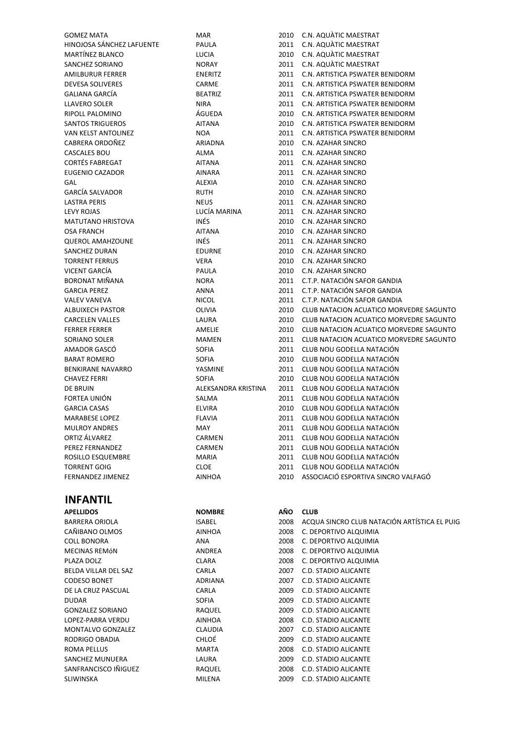| | | | |
|---|---|---|---|
| GOMEZ MATA | MAR | 2010 | C.N. AQUÀTIC MAESTRAT |
| HINOJOSA SÁNCHEZ LAFUENTE | PAULA | 2011 | C.N. AQUÀTIC MAESTRAT |
| MARTÍNEZ BLANCO | LUCIA | 2010 | C.N. AQUÀTIC MAESTRAT |
| SANCHEZ SORIANO | NORAY | 2011 | C.N. AQUÀTIC MAESTRAT |
| AMILBURUR FERRER | ENERITZ | 2011 | C.N. ARTISTICA PSWATER BENIDORM |
| DEVESA SOLIVERES | CARME | 2011 | C.N. ARTISTICA PSWATER BENIDORM |
| GALIANA GARCÍA | BEATRIZ | 2011 | C.N. ARTISTICA PSWATER BENIDORM |
| LLAVERO SOLER | NIRA | 2011 | C.N. ARTISTICA PSWATER BENIDORM |
| RIPOLL PALOMINO | ÁGUEDA | 2010 | C.N. ARTISTICA PSWATER BENIDORM |
| SANTOS TRIGUEROS | AITANA | 2010 | C.N. ARTISTICA PSWATER BENIDORM |
| VAN KELST ANTOLINEZ | NOA | 2011 | C.N. ARTISTICA PSWATER BENIDORM |
| CABRERA ORDOÑEZ | ARIADNA | 2010 | C.N. AZAHAR SINCRO |
| CASCALES BOU | ALMA | 2011 | C.N. AZAHAR SINCRO |
| CORTÉS FABREGAT | AITANA | 2011 | C.N. AZAHAR SINCRO |
| EUGENIO CAZADOR | AINARA | 2011 | C.N. AZAHAR SINCRO |
| GAL | ALEXIA | 2010 | C.N. AZAHAR SINCRO |
| GARCÍA SALVADOR | RUTH | 2010 | C.N. AZAHAR SINCRO |
| LASTRA PERIS | NEUS | 2011 | C.N. AZAHAR SINCRO |
| LEVY ROJAS | LUCÍA MARINA | 2011 | C.N. AZAHAR SINCRO |
| MATUTANO HRISTOVA | INÉS | 2010 | C.N. AZAHAR SINCRO |
| OSA FRANCH | AITANA | 2010 | C.N. AZAHAR SINCRO |
| QUEROL AMAHZOUNE | INÉS | 2011 | C.N. AZAHAR SINCRO |
| SANCHEZ DURAN | EDURNE | 2010 | C.N. AZAHAR SINCRO |
| TORRENT FERRUS | VERA | 2010 | C.N. AZAHAR SINCRO |
| VICENT GARCÍA | PAULA | 2010 | C.N. AZAHAR SINCRO |
| BORONAT MIÑANA | NORA | 2011 | C.T.P. NATACIÓN SAFOR GANDIA |
| GARCIA PEREZ | ANNA | 2011 | C.T.P. NATACIÓN SAFOR GANDIA |
| VALEV VANEVA | NICOL | 2011 | C.T.P. NATACIÓN SAFOR GANDIA |
| ALBUIXECH PASTOR | OLIVIA | 2010 | CLUB NATACION ACUATICO MORVEDRE SAGUNTO |
| CARCELEN VALLES | LAURA | 2010 | CLUB NATACION ACUATICO MORVEDRE SAGUNTO |
| FERRER FERRER | AMELIE | 2010 | CLUB NATACION ACUATICO MORVEDRE SAGUNTO |
| SORIANO SOLER | MAMEN | 2011 | CLUB NATACION ACUATICO MORVEDRE SAGUNTO |
| AMADOR GASCÓ | SOFIA | 2011 | CLUB NOU GODELLA NATACIÓN |
| BARAT ROMERO | SOFIA | 2010 | CLUB NOU GODELLA NATACIÓN |
| BENKIRANE NAVARRO | YASMINE | 2011 | CLUB NOU GODELLA NATACIÓN |
| CHAVEZ FERRI | SOFIA | 2010 | CLUB NOU GODELLA NATACIÓN |
| DE BRUIN | ALEKSANDRA KRISTINA | 2011 | CLUB NOU GODELLA NATACIÓN |
| FORTEA UNIÓN | SALMA | 2011 | CLUB NOU GODELLA NATACIÓN |
| GARCIA CASAS | ELVIRA | 2010 | CLUB NOU GODELLA NATACIÓN |
| MARABESE LOPEZ | FLAVIA | 2011 | CLUB NOU GODELLA NATACIÓN |
| MULROY ANDRES | MAY | 2011 | CLUB NOU GODELLA NATACIÓN |
| ORTIZ ÁLVAREZ | CARMEN | 2011 | CLUB NOU GODELLA NATACIÓN |
| PEREZ FERNANDEZ | CARMEN | 2011 | CLUB NOU GODELLA NATACIÓN |
| ROSILLO ESQUEMBRE | MARIA | 2011 | CLUB NOU GODELLA NATACIÓN |
| TORRENT GOIG | CLOE | 2011 | CLUB NOU GODELLA NATACIÓN |
| FERNANDEZ JIMENEZ | AINHOA | 2010 | ASSOCIACIÓ ESPORTIVA SINCRO VALFAGÓ |

## INFANTIL

| APELLIDOS | NOMBRE | AÑO | CLUB |
|---|---|---|---|
| BARRERA ORIOLA | ISABEL | 2008 | ACQUA SINCRO CLUB NATACIÓN ARTÍSTICA EL PUIG |
| CAÑIBANO OLMOS | AINHOA | 2008 | C. DEPORTIVO ALQUIMIA |
| COLL BONORA | ANA | 2008 | C. DEPORTIVO ALQUIMIA |
| MECINAS REMóN | ANDREA | 2008 | C. DEPORTIVO ALQUIMIA |
| PLAZA DOLZ | CLARA | 2008 | C. DEPORTIVO ALQUIMIA |
| BELDA VILLAR DEL SAZ | CARLA | 2007 | C.D. STADIO ALICANTE |
| CODESO BONET | ADRIANA | 2007 | C.D. STADIO ALICANTE |
| DE LA CRUZ PASCUAL | CARLA | 2009 | C.D. STADIO ALICANTE |
| DUDAR | SOFIA | 2009 | C.D. STADIO ALICANTE |
| GONZALEZ SORIANO | RAQUEL | 2009 | C.D. STADIO ALICANTE |
| LOPEZ-PARRA VERDU | AINHOA | 2008 | C.D. STADIO ALICANTE |
| MONTALVO GONZALEZ | CLAUDIA | 2007 | C.D. STADIO ALICANTE |
| RODRIGO OBADIA | CHLOÉ | 2009 | C.D. STADIO ALICANTE |
| ROMA PELLUS | MARTA | 2008 | C.D. STADIO ALICANTE |
| SANCHEZ MUNUERA | LAURA | 2009 | C.D. STADIO ALICANTE |
| SANFRANCISCO IÑIGUEZ | RAQUEL | 2008 | C.D. STADIO ALICANTE |
| SLIWINSKA | MILENA | 2009 | C.D. STADIO ALICANTE |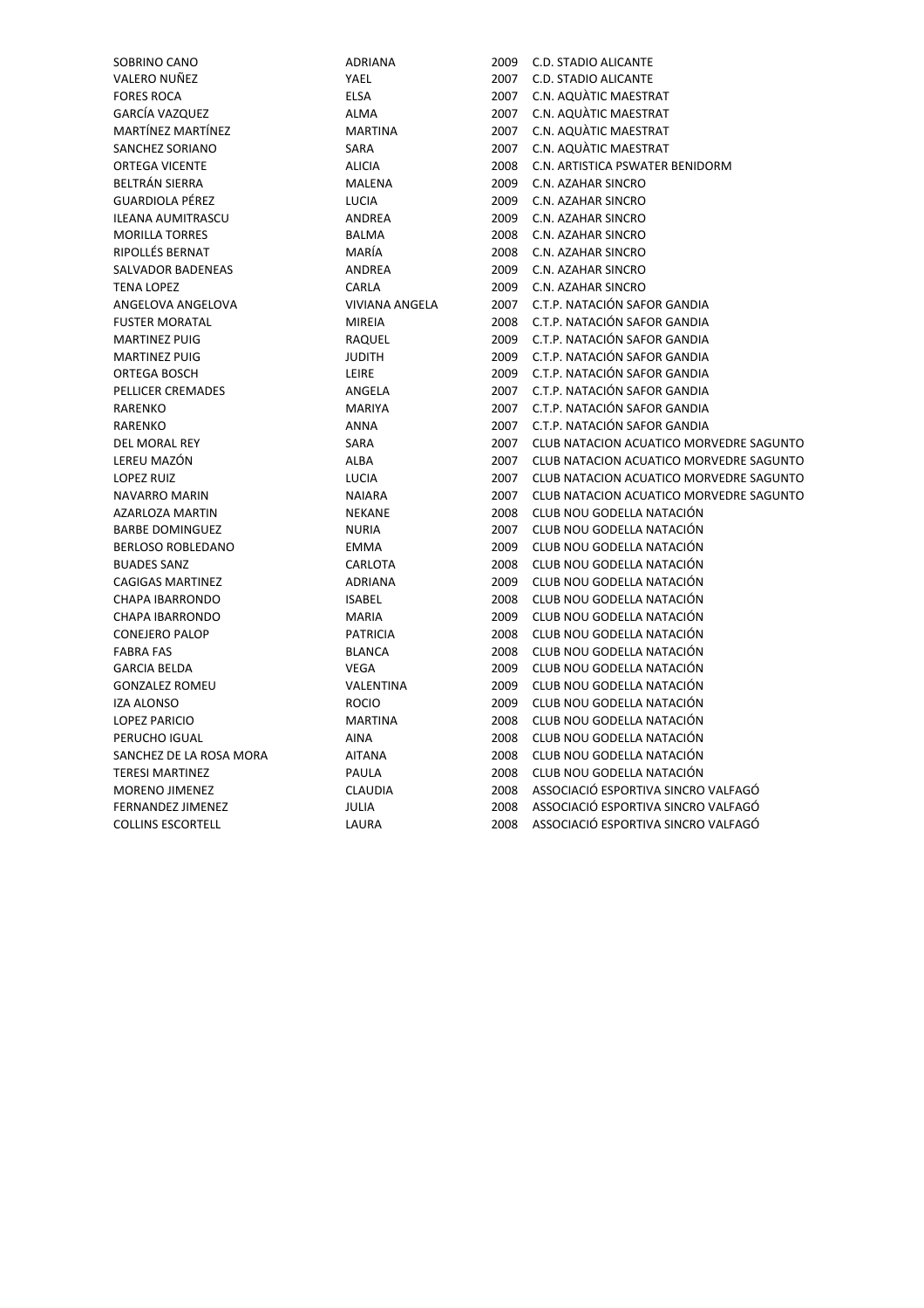| | | | |
|---|---|---|---|
| SOBRINO CANO | ADRIANA | 2009 | C.D. STADIO ALICANTE |
| VALERO NUÑEZ | YAEL | 2007 | C.D. STADIO ALICANTE |
| FORES ROCA | ELSA | 2007 | C.N. AQUÀTIC MAESTRAT |
| GARCÍA VAZQUEZ | ALMA | 2007 | C.N. AQUÀTIC MAESTRAT |
| MARTÍNEZ MARTÍNEZ | MARTINA | 2007 | C.N. AQUÀTIC MAESTRAT |
| SANCHEZ SORIANO | SARA | 2007 | C.N. AQUÀTIC MAESTRAT |
| ORTEGA VICENTE | ALICIA | 2008 | C.N. ARTISTICA PSWATER BENIDORM |
| BELTRÁN SIERRA | MALENA | 2009 | C.N. AZAHAR SINCRO |
| GUARDIOLA PÉREZ | LUCIA | 2009 | C.N. AZAHAR SINCRO |
| ILEANA AUMITRASCU | ANDREA | 2009 | C.N. AZAHAR SINCRO |
| MORILLA TORRES | BALMA | 2008 | C.N. AZAHAR SINCRO |
| RIPOLLÉS BERNAT | MARÍA | 2008 | C.N. AZAHAR SINCRO |
| SALVADOR BADENEAS | ANDREA | 2009 | C.N. AZAHAR SINCRO |
| TENA LOPEZ | CARLA | 2009 | C.N. AZAHAR SINCRO |
| ANGELOVA ANGELOVA | VIVIANA ANGELA | 2007 | C.T.P. NATACIÓN SAFOR GANDIA |
| FUSTER MORATAL | MIREIA | 2008 | C.T.P. NATACIÓN SAFOR GANDIA |
| MARTINEZ PUIG | RAQUEL | 2009 | C.T.P. NATACIÓN SAFOR GANDIA |
| MARTINEZ PUIG | JUDITH | 2009 | C.T.P. NATACIÓN SAFOR GANDIA |
| ORTEGA BOSCH | LEIRE | 2009 | C.T.P. NATACIÓN SAFOR GANDIA |
| PELLICER CREMADES | ANGELA | 2007 | C.T.P. NATACIÓN SAFOR GANDIA |
| RARENKO | MARIYA | 2007 | C.T.P. NATACIÓN SAFOR GANDIA |
| RARENKO | ANNA | 2007 | C.T.P. NATACIÓN SAFOR GANDIA |
| DEL MORAL REY | SARA | 2007 | CLUB NATACION ACUATICO MORVEDRE SAGUNTO |
| LEREU MAZÓN | ALBA | 2007 | CLUB NATACION ACUATICO MORVEDRE SAGUNTO |
| LOPEZ RUIZ | LUCIA | 2007 | CLUB NATACION ACUATICO MORVEDRE SAGUNTO |
| NAVARRO MARIN | NAIARA | 2007 | CLUB NATACION ACUATICO MORVEDRE SAGUNTO |
| AZARLOZA MARTIN | NEKANE | 2008 | CLUB NOU GODELLA NATACIÓN |
| BARBE DOMINGUEZ | NURIA | 2007 | CLUB NOU GODELLA NATACIÓN |
| BERLOSO ROBLEDANO | EMMA | 2009 | CLUB NOU GODELLA NATACIÓN |
| BUADES SANZ | CARLOTA | 2008 | CLUB NOU GODELLA NATACIÓN |
| CAGIGAS MARTINEZ | ADRIANA | 2009 | CLUB NOU GODELLA NATACIÓN |
| CHAPA IBARRONDO | ISABEL | 2008 | CLUB NOU GODELLA NATACIÓN |
| CHAPA IBARRONDO | MARIA | 2009 | CLUB NOU GODELLA NATACIÓN |
| CONEJERO PALOP | PATRICIA | 2008 | CLUB NOU GODELLA NATACIÓN |
| FABRA FAS | BLANCA | 2008 | CLUB NOU GODELLA NATACIÓN |
| GARCIA BELDA | VEGA | 2009 | CLUB NOU GODELLA NATACIÓN |
| GONZALEZ ROMEU | VALENTINA | 2009 | CLUB NOU GODELLA NATACIÓN |
| IZA ALONSO | ROCIO | 2009 | CLUB NOU GODELLA NATACIÓN |
| LOPEZ PARICIO | MARTINA | 2008 | CLUB NOU GODELLA NATACIÓN |
| PERUCHO IGUAL | AINA | 2008 | CLUB NOU GODELLA NATACIÓN |
| SANCHEZ DE LA ROSA MORA | AITANA | 2008 | CLUB NOU GODELLA NATACIÓN |
| TERESI MARTINEZ | PAULA | 2008 | CLUB NOU GODELLA NATACIÓN |
| MORENO JIMENEZ | CLAUDIA | 2008 | ASSOCIACIÓ ESPORTIVA SINCRO VALFAGÓ |
| FERNANDEZ JIMENEZ | JULIA | 2008 | ASSOCIACIÓ ESPORTIVA SINCRO VALFAGÓ |
| COLLINS ESCORTELL | LAURA | 2008 | ASSOCIACIÓ ESPORTIVA SINCRO VALFAGÓ |